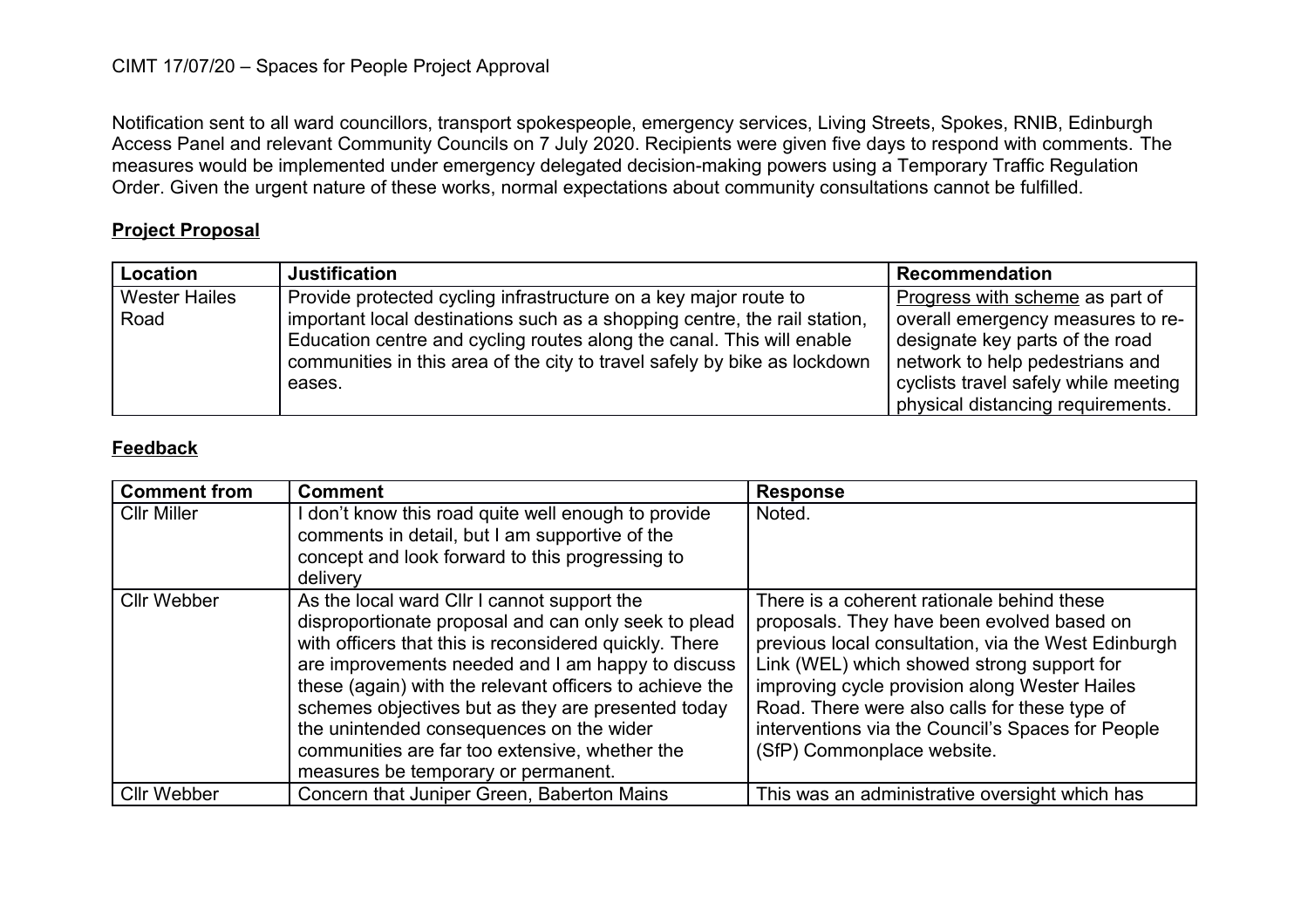CIMT 17/07/20 – Spaces for People Project Approval

Notification sent to all ward councillors, transport spokespeople, emergency services, Living Streets, Spokes, RNIB, Edinburgh Access Panel and relevant Community Councils on 7 July 2020. Recipients were given five days to respond with comments. The measures would be implemented under emergency delegated decision-making powers using a Temporary Traffic Regulation Order. Given the urgent nature of these works, normal expectations about community consultations cannot be fulfilled.

**Project Proposal**

| Location | Justification | Recommendation |
|---|---|---|
| Wester Hailes Road | Provide protected cycling infrastructure on a key major route to important local destinations such as a shopping centre, the rail station, Education centre and cycling routes along the canal. This will enable communities in this area of the city to travel safely by bike as lockdown eases. | Progress with scheme as part of overall emergency measures to re-designate key parts of the road network to help pedestrians and cyclists travel safely while meeting physical distancing requirements. |

**Feedback**

| Comment from | Comment | Response |
|---|---|---|
| Cllr Miller | I don't know this road quite well enough to provide comments in detail, but I am supportive of the concept and look forward to this progressing to delivery | Noted. |
| Cllr Webber | As the local ward Cllr I cannot support the disproportionate proposal and can only seek to plead with officers that this is reconsidered quickly. There are improvements needed and I am happy to discuss these (again) with the relevant officers to achieve the schemes objectives but as they are presented today the unintended consequences on the wider communities are far too extensive, whether the measures be temporary or permanent. | There is a coherent rationale behind these proposals. They have been evolved based on previous local consultation, via the West Edinburgh Link (WEL) which showed strong support for improving cycle provision along Wester Hailes Road. There were also calls for these type of interventions via the Council's Spaces for People (SfP) Commonplace website. |
| Cllr Webber | Concern that Juniper Green, Baberton Mains | This was an administrative oversight which has |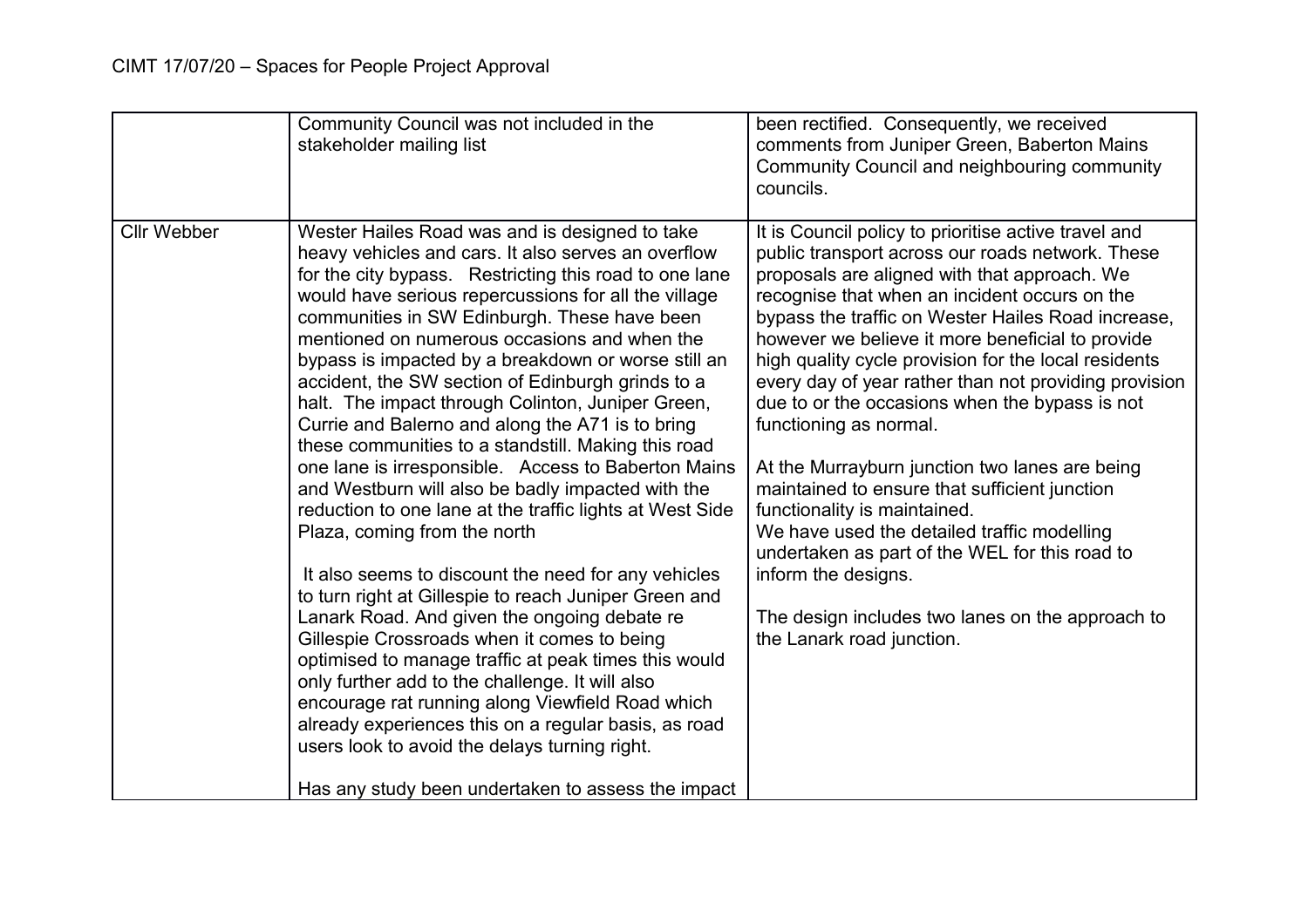| | | |
|---|---|---|
| | Community Council was not included in the stakeholder mailing list | been rectified. Consequently, we received comments from Juniper Green, Baberton Mains Community Council and neighbouring community councils. |
| Cllr Webber | Wester Hailes Road was and is designed to take heavy vehicles and cars. It also serves an overflow for the city bypass. Restricting this road to one lane would have serious repercussions for all the village communities in SW Edinburgh. These have been mentioned on numerous occasions and when the bypass is impacted by a breakdown or worse still an accident, the SW section of Edinburgh grinds to a halt. The impact through Colinton, Juniper Green, Currie and Balerno and along the A71 is to bring these communities to a standstill. Making this road one lane is irresponsible. Access to Baberton Mains and Westburn will also be badly impacted with the reduction to one lane at the traffic lights at West Side Plaza, coming from the north<br><br>It also seems to discount the need for any vehicles to turn right at Gillespie to reach Juniper Green and Lanark Road. And given the ongoing debate re Gillespie Crossroads when it comes to being optimised to manage traffic at peak times this would only further add to the challenge. It will also encourage rat running along Viewfield Road which already experiences this on a regular basis, as road users look to avoid the delays turning right.<br><br>Has any study been undertaken to assess the impact | It is Council policy to prioritise active travel and public transport across our roads network. These proposals are aligned with that approach. We recognise that when an incident occurs on the bypass the traffic on Wester Hailes Road increase, however we believe it more beneficial to provide high quality cycle provision for the local residents every day of year rather than not providing provision due to or the occasions when the bypass is not functioning as normal.<br><br>At the Murrayburn junction two lanes are being maintained to ensure that sufficient junction functionality is maintained.<br>We have used the detailed traffic modelling undertaken as part of the WEL for this road to inform the designs.<br><br>The design includes two lanes on the approach to the Lanark road junction. |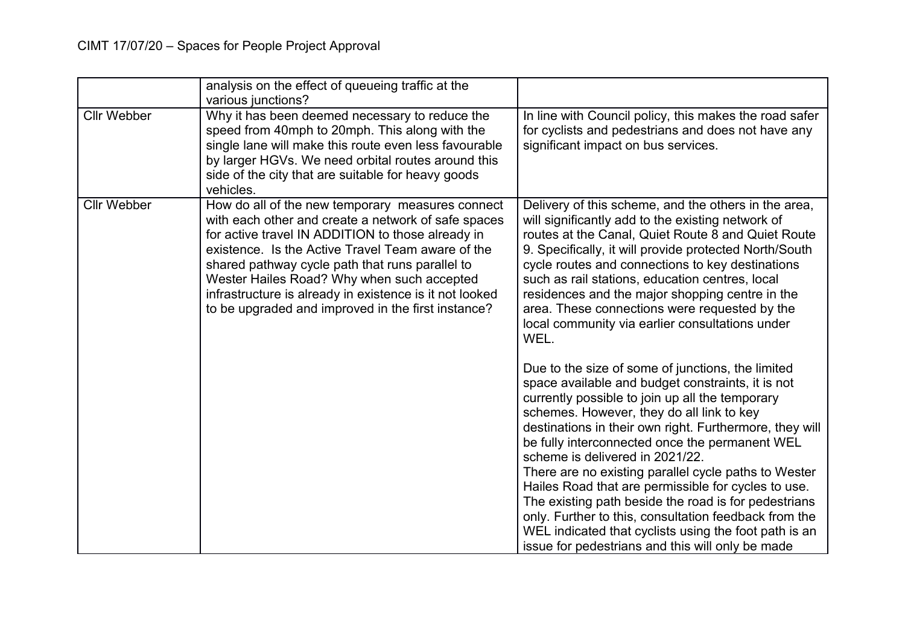| | | |
|---|---|---|
| | analysis on the effect of queueing traffic at the various junctions? | |
| Cllr Webber | Why it has been deemed necessary to reduce the speed from 40mph to 20mph. This along with the single lane will make this route even less favourable by larger HGVs. We need orbital routes around this side of the city that are suitable for heavy goods vehicles. | In line with Council policy, this makes the road safer for cyclists and pedestrians and does not have any significant impact on bus services. |
| Cllr Webber | How do all of the new temporary measures connect with each other and create a network of safe spaces for active travel IN ADDITION to those already in existence. Is the Active Travel Team aware of the shared pathway cycle path that runs parallel to Wester Hailes Road? Why when such accepted infrastructure is already in existence is it not looked to be upgraded and improved in the first instance? | Delivery of this scheme, and the others in the area, will significantly add to the existing network of routes at the Canal, Quiet Route 8 and Quiet Route 9. Specifically, it will provide protected North/South cycle routes and connections to key destinations such as rail stations, education centres, local residences and the major shopping centre in the area. These connections were requested by the local community via earlier consultations under WEL.<br><br>Due to the size of some of junctions, the limited space available and budget constraints, it is not currently possible to join up all the temporary schemes. However, they do all link to key destinations in their own right. Furthermore, they will be fully interconnected once the permanent WEL scheme is delivered in 2021/22.<br>There are no existing parallel cycle paths to Wester Hailes Road that are permissible for cycles to use. The existing path beside the road is for pedestrians only. Further to this, consultation feedback from the WEL indicated that cyclists using the foot path is an issue for pedestrians and this will only be made |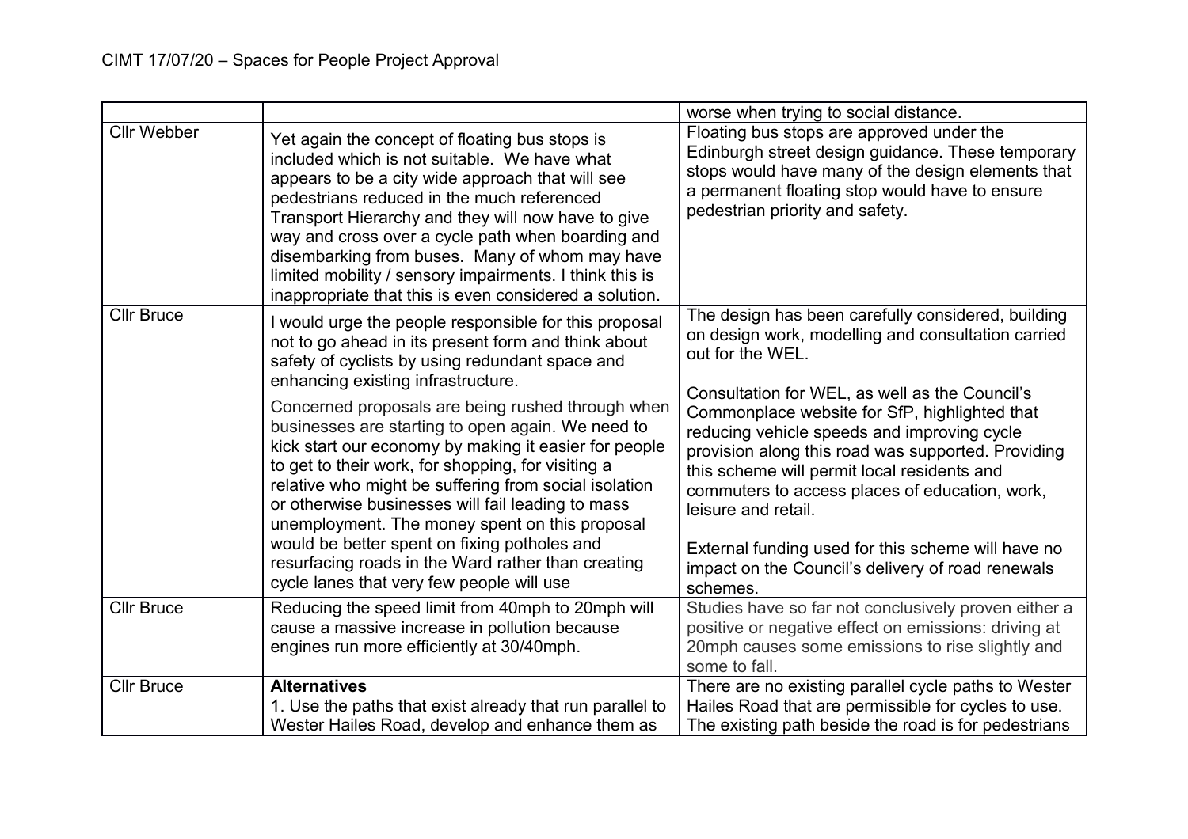| | | |
|---|---|---|
| | | worse when trying to social distance. |
| Cllr Webber | Yet again the concept of floating bus stops is included which is not suitable. We have what appears to be a city wide approach that will see pedestrians reduced in the much referenced Transport Hierarchy and they will now have to give way and cross over a cycle path when boarding and disembarking from buses. Many of whom may have limited mobility / sensory impairments. I think this is inappropriate that this is even considered a solution. | Floating bus stops are approved under the Edinburgh street design guidance. These temporary stops would have many of the design elements that a permanent floating stop would have to ensure pedestrian priority and safety. |
| Cllr Bruce | I would urge the people responsible for this proposal not to go ahead in its present form and think about safety of cyclists by using redundant space and enhancing existing infrastructure.<br><br>Concerned proposals are being rushed through when businesses are starting to open again. We need to kick start our economy by making it easier for people to get to their work, for shopping, for visiting a relative who might be suffering from social isolation or otherwise businesses will fail leading to mass unemployment. The money spent on this proposal would be better spent on fixing potholes and resurfacing roads in the Ward rather than creating cycle lanes that very few people will use | The design has been carefully considered, building on design work, modelling and consultation carried out for the WEL.<br><br>Consultation for WEL, as well as the Council's Commonplace website for SfP, highlighted that reducing vehicle speeds and improving cycle provision along this road was supported. Providing this scheme will permit local residents and commuters to access places of education, work, leisure and retail.<br><br>External funding used for this scheme will have no impact on the Council's delivery of road renewals schemes. |
| Cllr Bruce | Reducing the speed limit from 40mph to 20mph will cause a massive increase in pollution because engines run more efficiently at 30/40mph. | Studies have so far not conclusively proven either a positive or negative effect on emissions: driving at 20mph causes some emissions to rise slightly and some to fall. |
| Cllr Bruce | **Alternatives**<br>1. Use the paths that exist already that run parallel to Wester Hailes Road, develop and enhance them as | There are no existing parallel cycle paths to Wester Hailes Road that are permissible for cycles to use. The existing path beside the road is for pedestrians |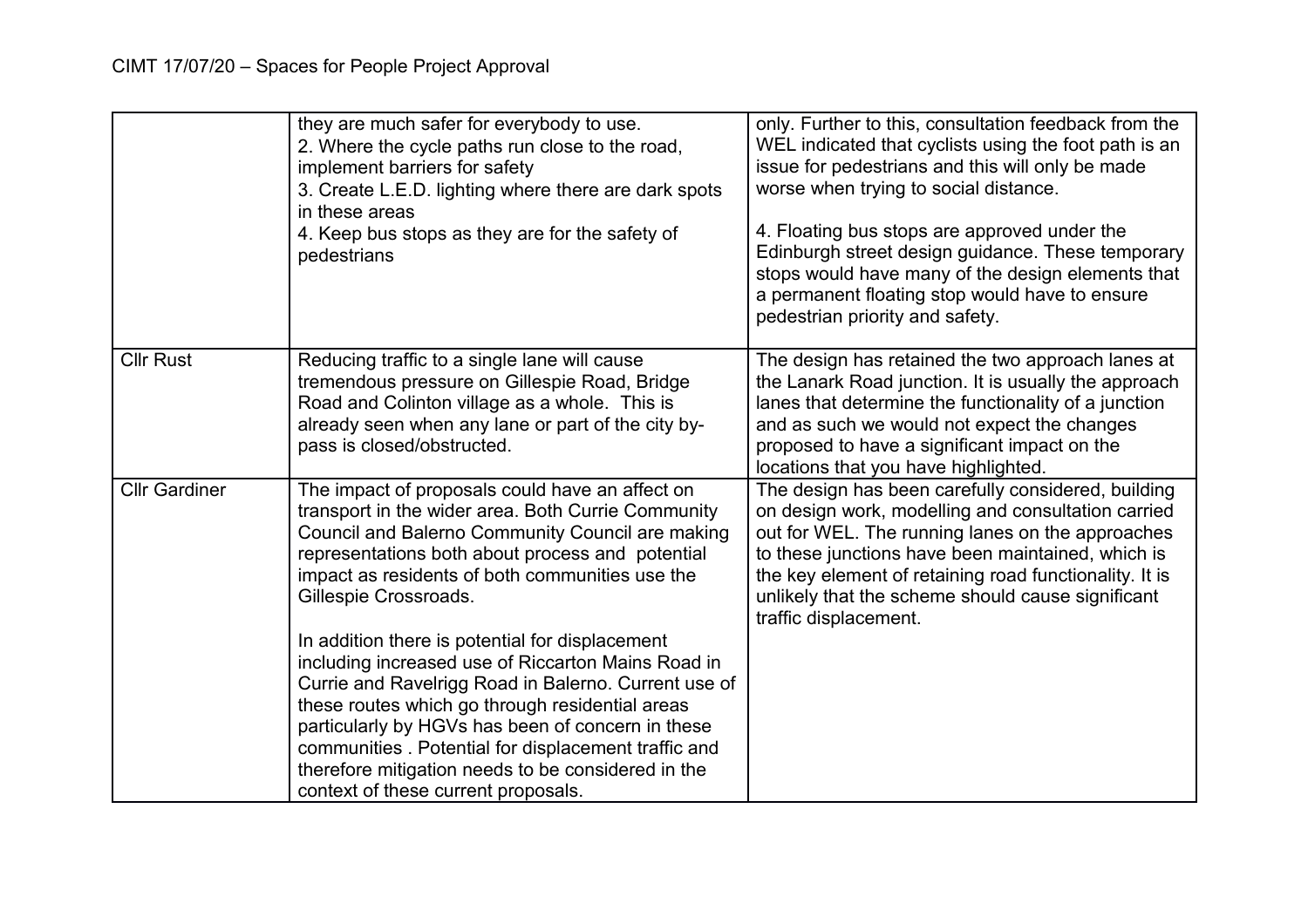| | | |
|---|---|---|
| | they are much safer for everybody to use.<br>2. Where the cycle paths run close to the road, implement barriers for safety<br>3. Create L.E.D. lighting where there are dark spots in these areas<br>4. Keep bus stops as they are for the safety of pedestrians | only. Further to this, consultation feedback from the WEL indicated that cyclists using the foot path is an issue for pedestrians and this will only be made worse when trying to social distance.<br><br>4. Floating bus stops are approved under the Edinburgh street design guidance. These temporary stops would have many of the design elements that a permanent floating stop would have to ensure pedestrian priority and safety. |
| Cllr Rust | Reducing traffic to a single lane will cause tremendous pressure on Gillespie Road, Bridge Road and Colinton village as a whole. This is already seen when any lane or part of the city by-pass is closed/obstructed. | The design has retained the two approach lanes at the Lanark Road junction. It is usually the approach lanes that determine the functionality of a junction and as such we would not expect the changes proposed to have a significant impact on the locations that you have highlighted. |
| Cllr Gardiner | The impact of proposals could have an affect on transport in the wider area. Both Currie Community Council and Balerno Community Council are making representations both about process and potential impact as residents of both communities use the Gillespie Crossroads.<br><br>In addition there is potential for displacement including increased use of Riccarton Mains Road in Currie and Ravelrigg Road in Balerno. Current use of these routes which go through residential areas particularly by HGVs has been of concern in these communities . Potential for displacement traffic and therefore mitigation needs to be considered in the context of these current proposals. | The design has been carefully considered, building on design work, modelling and consultation carried out for WEL. The running lanes on the approaches to these junctions have been maintained, which is the key element of retaining road functionality. It is unlikely that the scheme should cause significant traffic displacement. |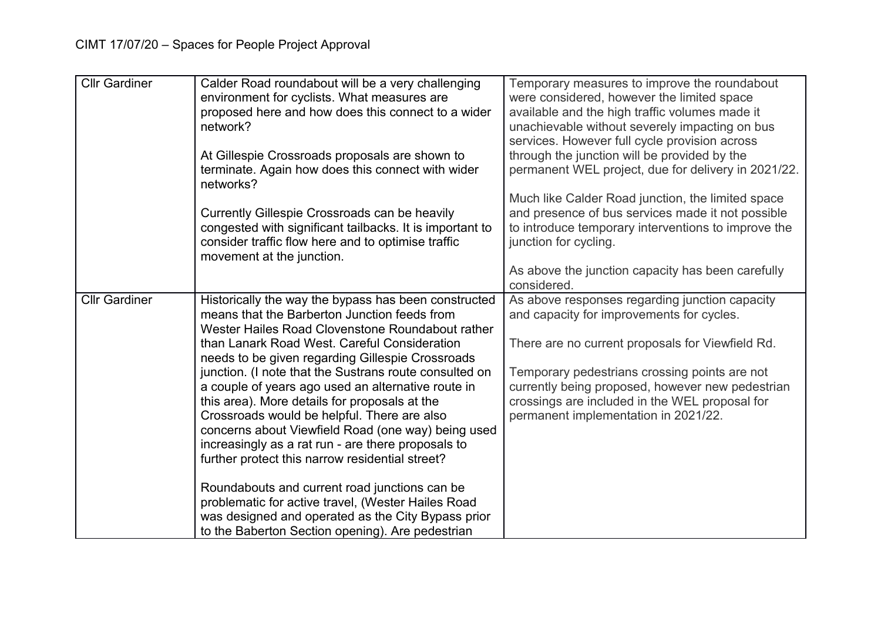| Cllr Gardiner | Calder Road roundabout will be a very challenging environment for cyclists. What measures are proposed here and how does this connect to a wider network?<br><br>At Gillespie Crossroads proposals are shown to terminate. Again how does this connect with wider networks?<br><br>Currently Gillespie Crossroads can be heavily congested with significant tailbacks. It is important to consider traffic flow here and to optimise traffic movement at the junction. | Temporary measures to improve the roundabout were considered, however the limited space available and the high traffic volumes made it unachievable without severely impacting on bus services. However full cycle provision across through the junction will be provided by the permanent WEL project, due for delivery in 2021/22.<br><br>Much like Calder Road junction, the limited space and presence of bus services made it not possible to introduce temporary interventions to improve the junction for cycling.<br><br>As above the junction capacity has been carefully considered. |
|---|---|---|
| Cllr Gardiner | Historically the way the bypass has been constructed means that the Barberton Junction feeds from Wester Hailes Road Clovenstone Roundabout rather than Lanark Road West. Careful Consideration needs to be given regarding Gillespie Crossroads junction. (I note that the Sustrans route consulted on a couple of years ago used an alternative route in this area). More details for proposals at the Crossroads would be helpful. There are also concerns about Viewfield Road (one way) being used increasingly as a rat run - are there proposals to further protect this narrow residential street?<br><br>Roundabouts and current road junctions can be problematic for active travel, (Wester Hailes Road was designed and operated as the City Bypass prior to the Baberton Section opening). Are pedestrian | As above responses regarding junction capacity and capacity for improvements for cycles.<br><br>There are no current proposals for Viewfield Rd.<br><br>Temporary pedestrians crossing points are not currently being proposed, however new pedestrian crossings are included in the WEL proposal for permanent implementation in 2021/22. |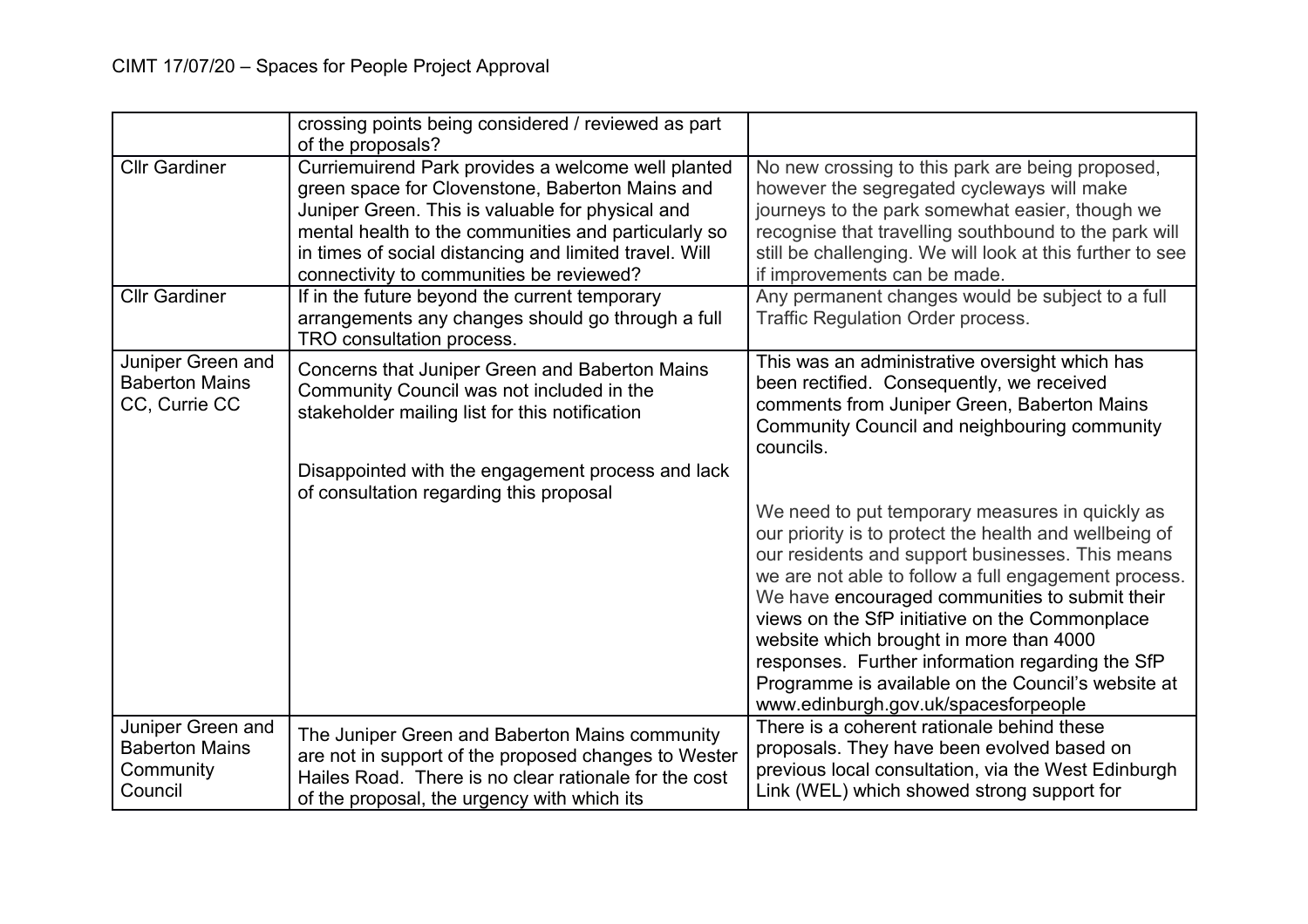# CIMT 17/07/20 – Spaces for People Project Approval

| | | |
|---|---|---|
| | crossing points being considered / reviewed as part of the proposals? | |
| Cllr Gardiner | Curriemuirend Park provides a welcome well planted green space for Clovenstone, Baberton Mains and Juniper Green. This is valuable for physical and mental health to the communities and particularly so in times of social distancing and limited travel. Will connectivity to communities be reviewed? | No new crossing to this park are being proposed, however the segregated cycleways will make journeys to the park somewhat easier, though we recognise that travelling southbound to the park will still be challenging. We will look at this further to see if improvements can be made. |
| Cllr Gardiner | If in the future beyond the current temporary arrangements any changes should go through a full TRO consultation process. | Any permanent changes would be subject to a full Traffic Regulation Order process. |
| Juniper Green and Baberton Mains CC, Currie CC | Concerns that Juniper Green and Baberton Mains Community Council was not included in the stakeholder mailing list for this notification<br><br>Disappointed with the engagement process and lack of consultation regarding this proposal | This was an administrative oversight which has been rectified. Consequently, we received comments from Juniper Green, Baberton Mains Community Council and neighbouring community councils.<br><br>We need to put temporary measures in quickly as our priority is to protect the health and wellbeing of our residents and support businesses. This means we are not able to follow a full engagement process. We have encouraged communities to submit their views on the SfP initiative on the Commonplace website which brought in more than 4000 responses. Further information regarding the SfP Programme is available on the Council's website at www.edinburgh.gov.uk/spacesforpeople |
| Juniper Green and Baberton Mains Community Council | The Juniper Green and Baberton Mains community are not in support of the proposed changes to Wester Hailes Road. There is no clear rationale for the cost of the proposal, the urgency with which its | There is a coherent rationale behind these proposals. They have been evolved based on previous local consultation, via the West Edinburgh Link (WEL) which showed strong support for |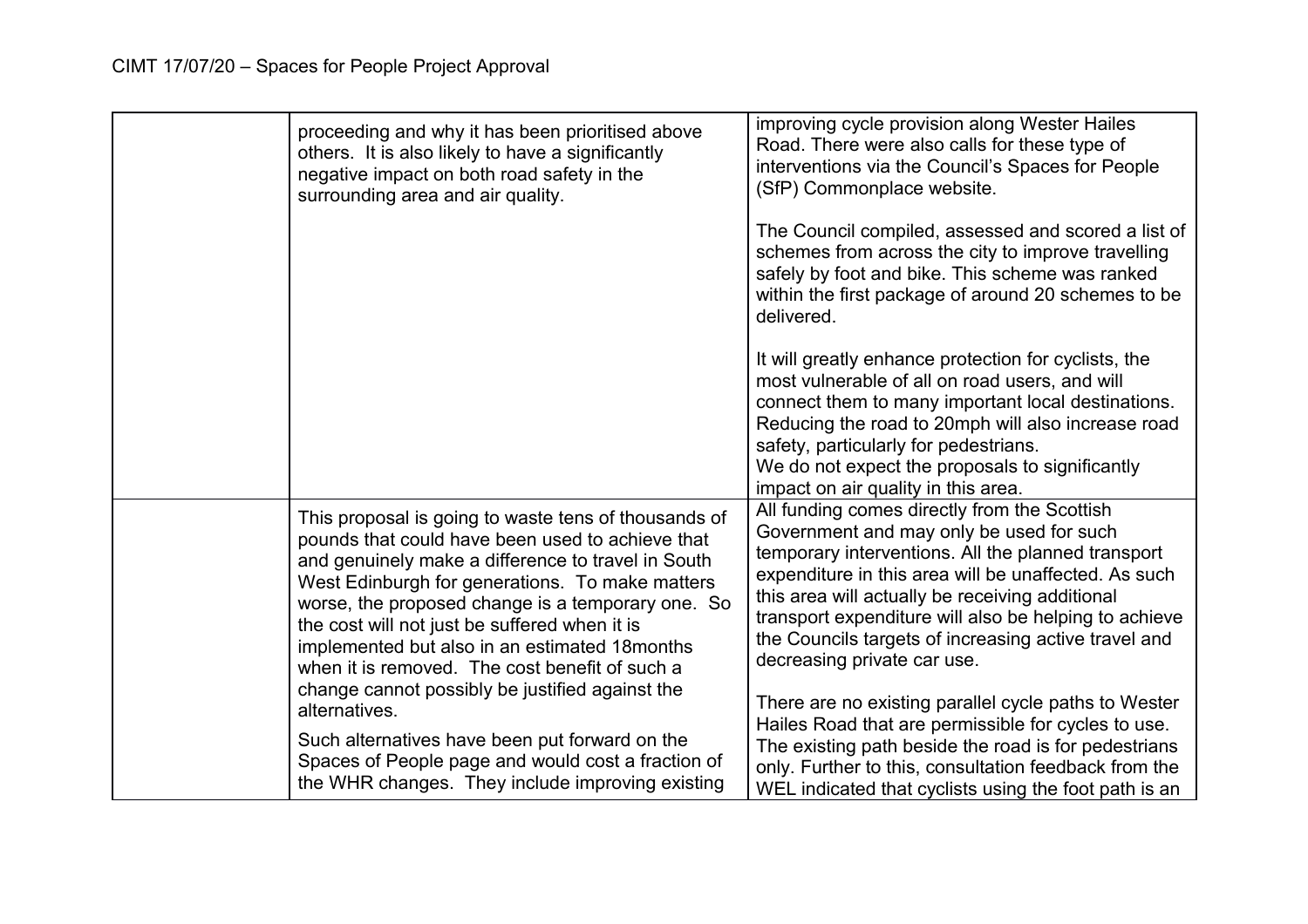| | | |
|---|---|---|
| | proceeding and why it has been prioritised above others. It is also likely to have a significantly negative impact on both road safety in the surrounding area and air quality. | improving cycle provision along Wester Hailes Road. There were also calls for these type of interventions via the Council's Spaces for People (SfP) Commonplace website.<br><br>The Council compiled, assessed and scored a list of schemes from across the city to improve travelling safely by foot and bike. This scheme was ranked within the first package of around 20 schemes to be delivered.<br><br>It will greatly enhance protection for cyclists, the most vulnerable of all on road users, and will connect them to many important local destinations. Reducing the road to 20mph will also increase road safety, particularly for pedestrians.<br>We do not expect the proposals to significantly impact on air quality in this area. |
| | This proposal is going to waste tens of thousands of pounds that could have been used to achieve that and genuinely make a difference to travel in South West Edinburgh for generations. To make matters worse, the proposed change is a temporary one. So the cost will not just be suffered when it is implemented but also in an estimated 18months when it is removed. The cost benefit of such a change cannot possibly be justified against the alternatives.<br><br>Such alternatives have been put forward on the Spaces of People page and would cost a fraction of the WHR changes. They include improving existing | All funding comes directly from the Scottish Government and may only be used for such temporary interventions. All the planned transport expenditure in this area will be unaffected. As such this area will actually be receiving additional transport expenditure will also be helping to achieve the Councils targets of increasing active travel and decreasing private car use.<br><br>There are no existing parallel cycle paths to Wester Hailes Road that are permissible for cycles to use. The existing path beside the road is for pedestrians only. Further to this, consultation feedback from the WEL indicated that cyclists using the foot path is an |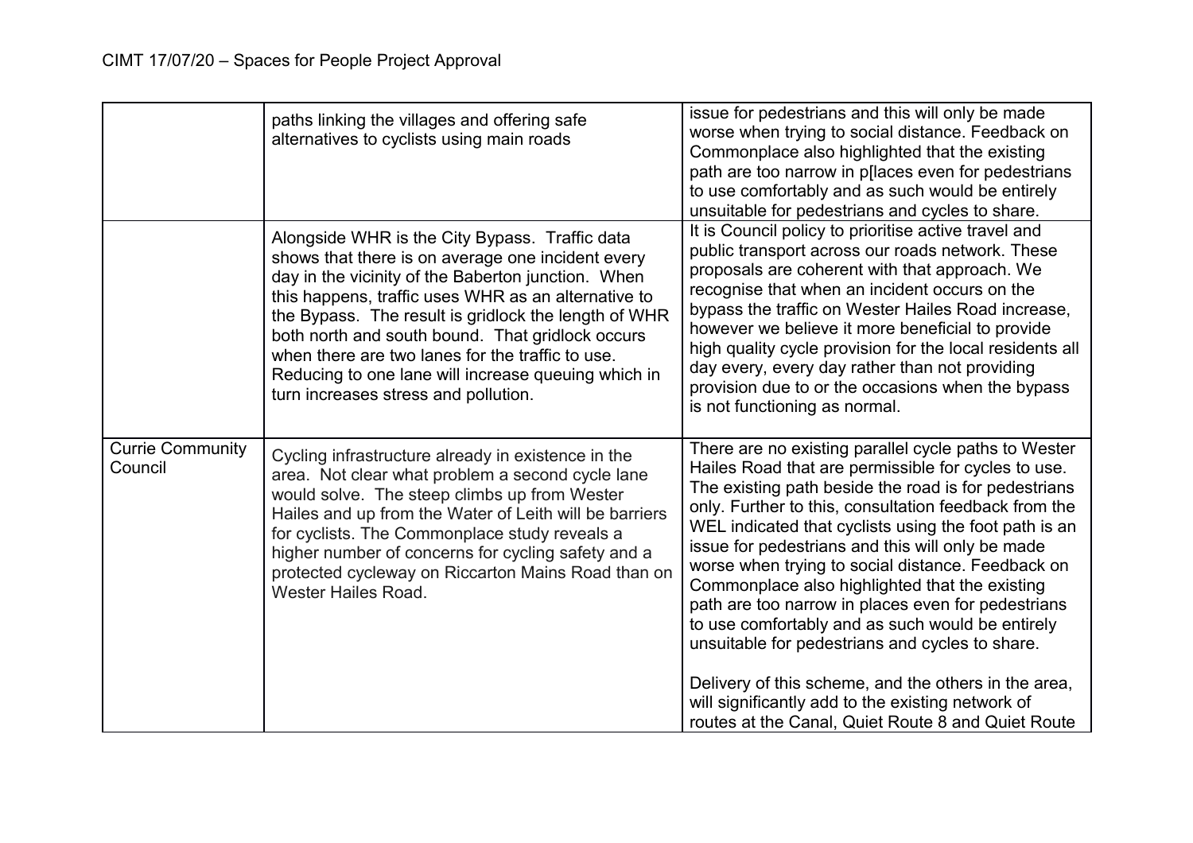| | | |
|---|---|---|
| | paths linking the villages and offering safe alternatives to cyclists using main roads | issue for pedestrians and this will only be made worse when trying to social distance. Feedback on Commonplace also highlighted that the existing path are too narrow in p[laces even for pedestrians to use comfortably and as such would be entirely unsuitable for pedestrians and cycles to share. |
| | Alongside WHR is the City Bypass. Traffic data shows that there is on average one incident every day in the vicinity of the Baberton junction. When this happens, traffic uses WHR as an alternative to the Bypass. The result is gridlock the length of WHR both north and south bound. That gridlock occurs when there are two lanes for the traffic to use. Reducing to one lane will increase queuing which in turn increases stress and pollution. | It is Council policy to prioritise active travel and public transport across our roads network. These proposals are coherent with that approach. We recognise that when an incident occurs on the bypass the traffic on Wester Hailes Road increase, however we believe it more beneficial to provide high quality cycle provision for the local residents all day every, every day rather than not providing provision due to or the occasions when the bypass is not functioning as normal. |
| Currie Community Council | Cycling infrastructure already in existence in the area. Not clear what problem a second cycle lane would solve. The steep climbs up from Wester Hailes and up from the Water of Leith will be barriers for cyclists. The Commonplace study reveals a higher number of concerns for cycling safety and a protected cycleway on Riccarton Mains Road than on Wester Hailes Road. | There are no existing parallel cycle paths to Wester Hailes Road that are permissible for cycles to use. The existing path beside the road is for pedestrians only. Further to this, consultation feedback from the WEL indicated that cyclists using the foot path is an issue for pedestrians and this will only be made worse when trying to social distance. Feedback on Commonplace also highlighted that the existing path are too narrow in places even for pedestrians to use comfortably and as such would be entirely unsuitable for pedestrians and cycles to share.<br><br>Delivery of this scheme, and the others in the area, will significantly add to the existing network of routes at the Canal, Quiet Route 8 and Quiet Route |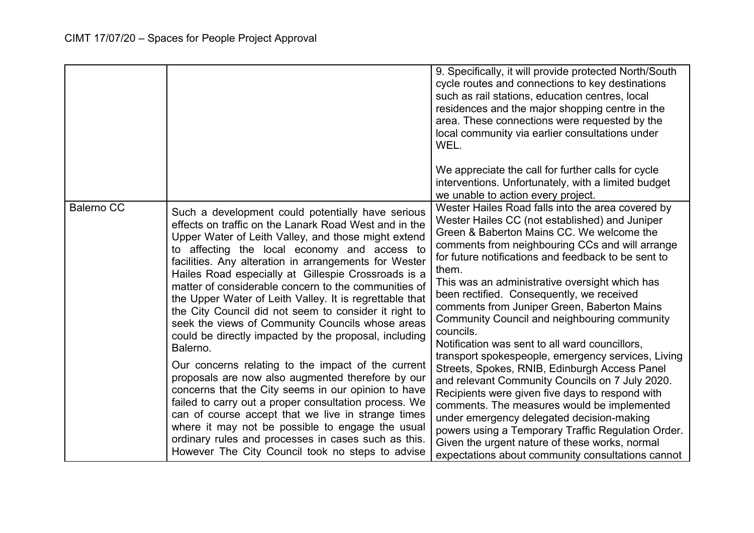| | | |
|---|---|---|
| | | 9. Specifically, it will provide protected North/South cycle routes and connections to key destinations such as rail stations, education centres, local residences and the major shopping centre in the area. These connections were requested by the local community via earlier consultations under WEL.<br><br>We appreciate the call for further calls for cycle interventions. Unfortunately, with a limited budget we unable to action every project. |
| Balerno CC | Such a development could potentially have serious effects on traffic on the Lanark Road West and in the Upper Water of Leith Valley, and those might extend to affecting the local economy and access to facilities. Any alteration in arrangements for Wester Hailes Road especially at Gillespie Crossroads is a matter of considerable concern to the communities of the Upper Water of Leith Valley. It is regrettable that the City Council did not seem to consider it right to seek the views of Community Councils whose areas could be directly impacted by the proposal, including Balerno.<br><br>Our concerns relating to the impact of the current proposals are now also augmented therefore by our concerns that the City seems in our opinion to have failed to carry out a proper consultation process. We can of course accept that we live in strange times where it may not be possible to engage the usual ordinary rules and processes in cases such as this. However The City Council took no steps to advise | Wester Hailes Road falls into the area covered by Wester Hailes CC (not established) and Juniper Green & Baberton Mains CC. We welcome the comments from neighbouring CCs and will arrange for future notifications and feedback to be sent to them.<br>This was an administrative oversight which has been rectified. Consequently, we received comments from Juniper Green, Baberton Mains Community Council and neighbouring community councils.<br>Notification was sent to all ward councillors, transport spokespeople, emergency services, Living Streets, Spokes, RNIB, Edinburgh Access Panel and relevant Community Councils on 7 July 2020. Recipients were given five days to respond with comments. The measures would be implemented under emergency delegated decision-making powers using a Temporary Traffic Regulation Order. Given the urgent nature of these works, normal expectations about community consultations cannot |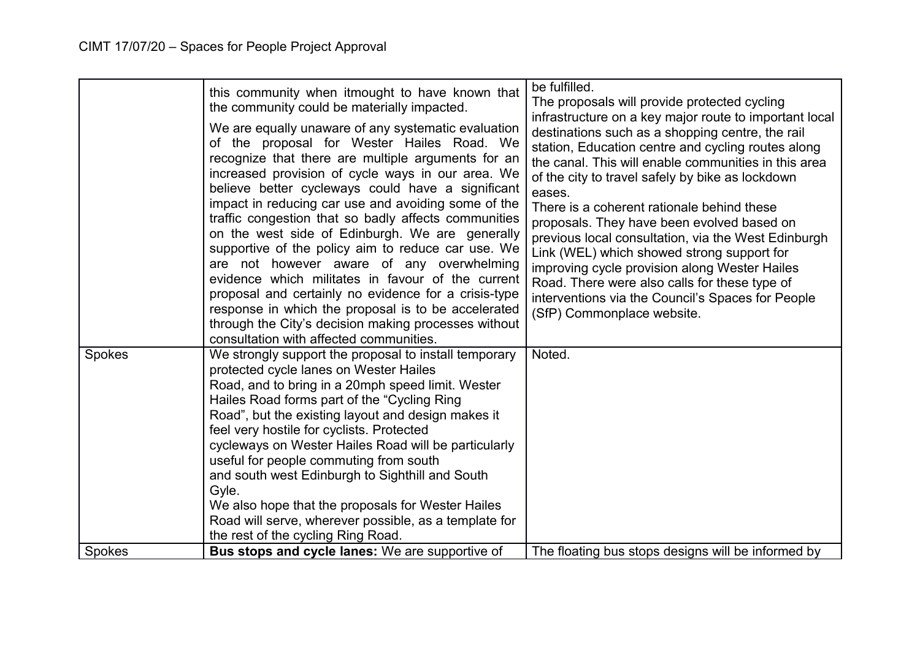| | | |
|---|---|---|
| | this community when itmought to have known that the community could be materially impacted.<br><br>We are equally unaware of any systematic evaluation of the proposal for Wester Hailes Road. We recognize that there are multiple arguments for an increased provision of cycle ways in our area. We believe better cycleways could have a significant impact in reducing car use and avoiding some of the traffic congestion that so badly affects communities on the west side of Edinburgh. We are generally supportive of the policy aim to reduce car use. We are not however aware of any overwhelming evidence which militates in favour of the current proposal and certainly no evidence for a crisis-type response in which the proposal is to be accelerated through the City's decision making processes without consultation with affected communities. | be fulfilled.<br>The proposals will provide protected cycling infrastructure on a key major route to important local destinations such as a shopping centre, the rail station, Education centre and cycling routes along the canal. This will enable communities in this area of the city to travel safely by bike as lockdown eases.<br>There is a coherent rationale behind these proposals. They have been evolved based on previous local consultation, via the West Edinburgh Link (WEL) which showed strong support for improving cycle provision along Wester Hailes Road. There were also calls for these type of interventions via the Council's Spaces for People (SfP) Commonplace website. |
| Spokes | We strongly support the proposal to install temporary protected cycle lanes on Wester Hailes Road, and to bring in a 20mph speed limit. Wester Hailes Road forms part of the "Cycling Ring Road", but the existing layout and design makes it feel very hostile for cyclists. Protected cycleways on Wester Hailes Road will be particularly useful for people commuting from south and south west Edinburgh to Sighthill and South Gyle.<br>We also hope that the proposals for Wester Hailes Road will serve, wherever possible, as a template for the rest of the cycling Ring Road. | Noted. |
| Spokes | **Bus stops and cycle lanes:** We are supportive of | The floating bus stops designs will be informed by |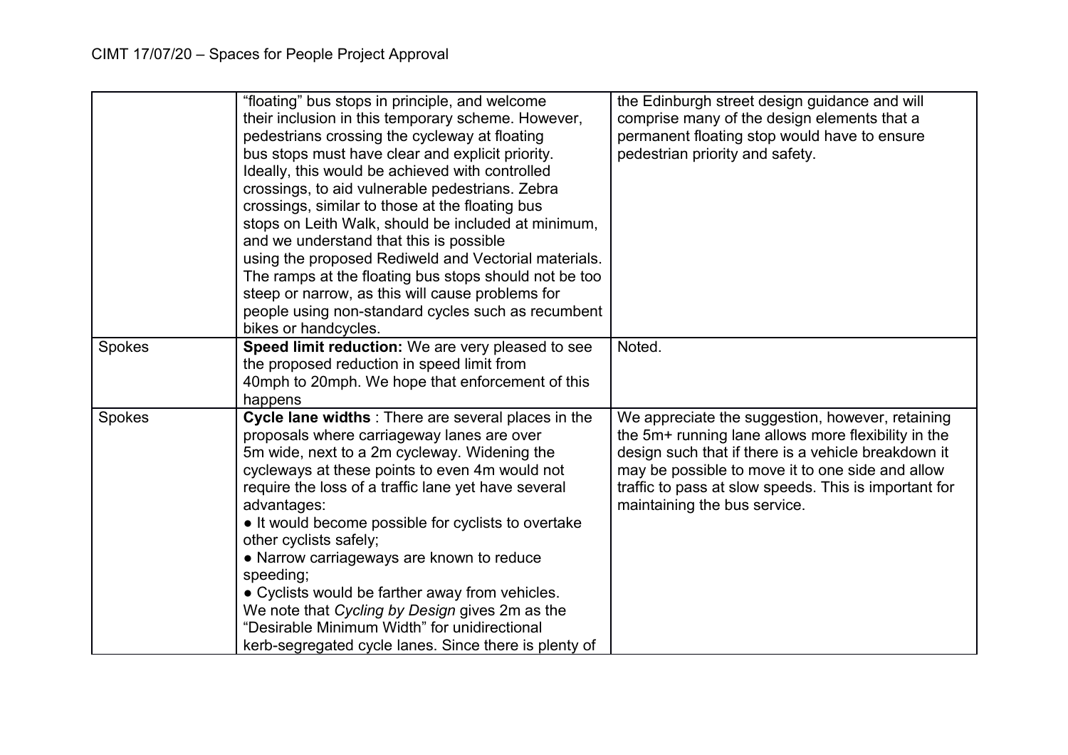| | | |
|---|---|---|
| | "floating" bus stops in principle, and welcome their inclusion in this temporary scheme. However, pedestrians crossing the cycleway at floating bus stops must have clear and explicit priority. Ideally, this would be achieved with controlled crossings, to aid vulnerable pedestrians. Zebra crossings, similar to those at the floating bus stops on Leith Walk, should be included at minimum, and we understand that this is possible using the proposed Rediweld and Vectorial materials. The ramps at the floating bus stops should not be too steep or narrow, as this will cause problems for people using non-standard cycles such as recumbent bikes or handcycles. | the Edinburgh street design guidance and will comprise many of the design elements that a permanent floating stop would have to ensure pedestrian priority and safety. |
| Spokes | **Speed limit reduction:** We are very pleased to see the proposed reduction in speed limit from 40mph to 20mph. We hope that enforcement of this happens | Noted. |
| Spokes | **Cycle lane widths** : There are several places in the proposals where carriageway lanes are over 5m wide, next to a 2m cycleway. Widening the cycleways at these points to even 4m would not require the loss of a traffic lane yet have several advantages:<br>• It would become possible for cyclists to overtake other cyclists safely;<br>• Narrow carriageways are known to reduce speeding;<br>• Cyclists would be farther away from vehicles.<br>We note that *Cycling by Design* gives 2m as the "Desirable Minimum Width" for unidirectional kerb-segregated cycle lanes. Since there is plenty of | We appreciate the suggestion, however, retaining the 5m+ running lane allows more flexibility in the design such that if there is a vehicle breakdown it may be possible to move it to one side and allow traffic to pass at slow speeds. This is important for maintaining the bus service. |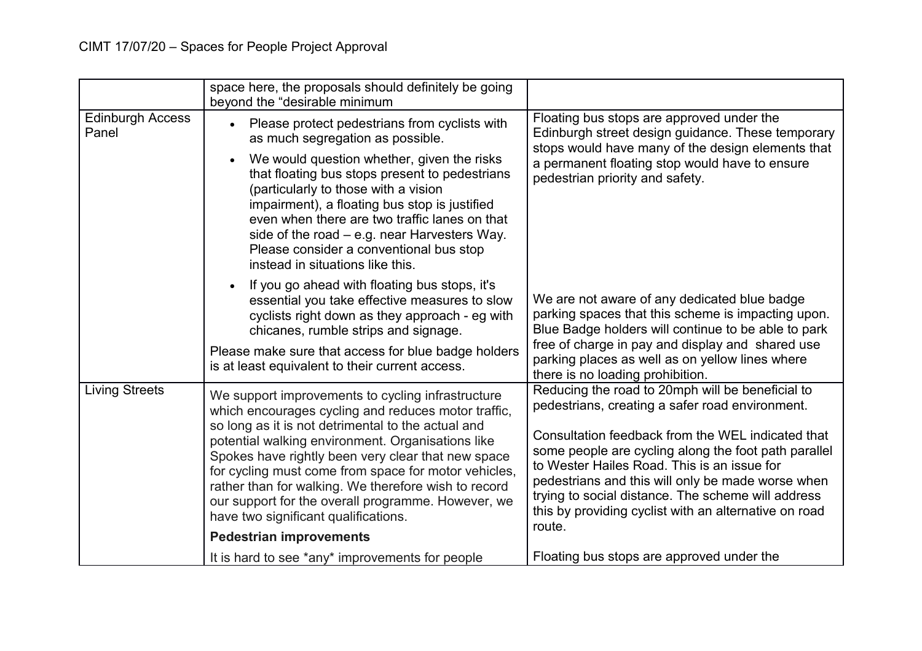| | space here, the proposals should definitely be going beyond the "desirable minimum | |
|---|---|---|
| Edinburgh Access Panel | • Please protect pedestrians from cyclists with as much segregation as possible.<br>• We would question whether, given the risks that floating bus stops present to pedestrians (particularly to those with a vision impairment), a floating bus stop is justified even when there are two traffic lanes on that side of the road – e.g. near Harvesters Way. Please consider a conventional bus stop instead in situations like this.<br>• If you go ahead with floating bus stops, it's essential you take effective measures to slow cyclists right down as they approach - eg with chicanes, rumble strips and signage.<br>Please make sure that access for blue badge holders is at least equivalent to their current access. | Floating bus stops are approved under the Edinburgh street design guidance. These temporary stops would have many of the design elements that a permanent floating stop would have to ensure pedestrian priority and safety.<br><br>We are not aware of any dedicated blue badge parking spaces that this scheme is impacting upon. Blue Badge holders will continue to be able to park free of charge in pay and display and shared use parking places as well as on yellow lines where there is no loading prohibition. |
| Living Streets | We support improvements to cycling infrastructure which encourages cycling and reduces motor traffic, so long as it is not detrimental to the actual and potential walking environment. Organisations like Spokes have rightly been very clear that new space for cycling must come from space for motor vehicles, rather than for walking. We therefore wish to record our support for the overall programme. However, we have two significant qualifications.<br>**Pedestrian improvements**<br>It is hard to see *any* improvements for people | Reducing the road to 20mph will be beneficial to pedestrians, creating a safer road environment.<br><br>Consultation feedback from the WEL indicated that some people are cycling along the foot path parallel to Wester Hailes Road. This is an issue for pedestrians and this will only be made worse when trying to social distance. The scheme will address this by providing cyclist with an alternative on road route.<br><br>Floating bus stops are approved under the |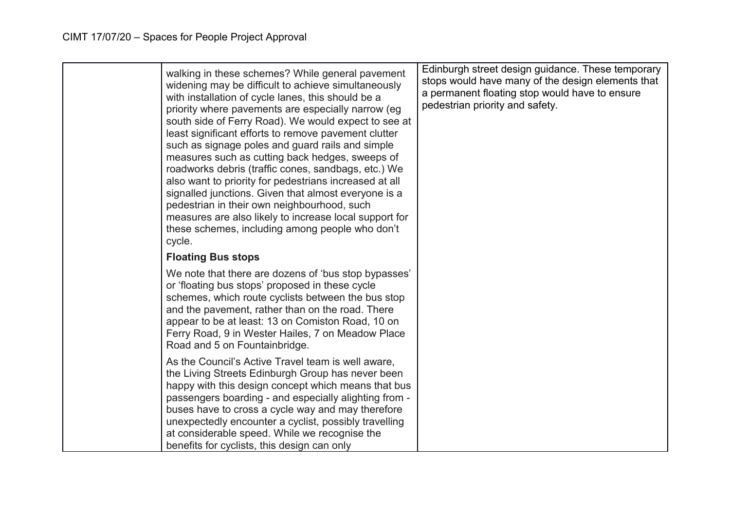| | | |
|---|---|---|
| | walking in these schemes? While general pavement widening may be difficult to achieve simultaneously with installation of cycle lanes, this should be a priority where pavements are especially narrow (eg south side of Ferry Road). We would expect to see at least significant efforts to remove pavement clutter such as signage poles and guard rails and simple measures such as cutting back hedges, sweeps of roadworks debris (traffic cones, sandbags, etc.) We also want to priority for pedestrians increased at all signalled junctions. Given that almost everyone is a pedestrian in their own neighbourhood, such measures are also likely to increase local support for these schemes, including among people who don't cycle.<br><br>**Floating Bus stops**<br><br>We note that there are dozens of 'bus stop bypasses' or 'floating bus stops' proposed in these cycle schemes, which route cyclists between the bus stop and the pavement, rather than on the road. There appear to be at least: 13 on Comiston Road, 10 on Ferry Road, 9 in Wester Hailes, 7 on Meadow Place Road and 5 on Fountainbridge.<br><br>As the Council's Active Travel team is well aware, the Living Streets Edinburgh Group has never been happy with this design concept which means that bus passengers boarding - and especially alighting from - buses have to cross a cycle way and may therefore unexpectedly encounter a cyclist, possibly travelling at considerable speed. While we recognise the benefits for cyclists, this design can only | Edinburgh street design guidance. These temporary stops would have many of the design elements that a permanent floating stop would have to ensure pedestrian priority and safety. |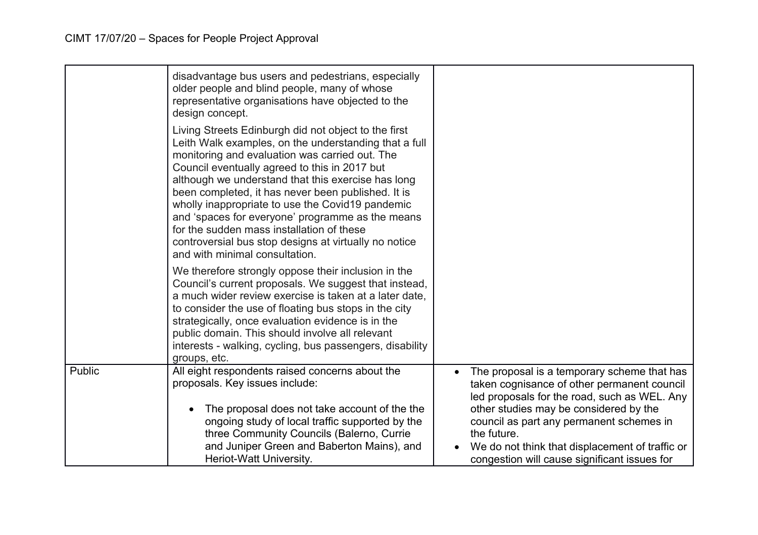| | | |
|---|---|---|
| | disadvantage bus users and pedestrians, especially older people and blind people, many of whose representative organisations have objected to the design concept.<br><br>Living Streets Edinburgh did not object to the first Leith Walk examples, on the understanding that a full monitoring and evaluation was carried out. The Council eventually agreed to this in 2017 but although we understand that this exercise has long been completed, it has never been published. It is wholly inappropriate to use the Covid19 pandemic and 'spaces for everyone' programme as the means for the sudden mass installation of these controversial bus stop designs at virtually no notice and with minimal consultation.<br><br>We therefore strongly oppose their inclusion in the Council's current proposals. We suggest that instead, a much wider review exercise is taken at a later date, to consider the use of floating bus stops in the city strategically, once evaluation evidence is in the public domain. This should involve all relevant interests - walking, cycling, bus passengers, disability groups, etc. | |
| Public | All eight respondents raised concerns about the proposals. Key issues include:<br><br>• The proposal does not take account of the the ongoing study of local traffic supported by the three Community Councils (Balerno, Currie and Juniper Green and Baberton Mains), and Heriot-Watt University. | • The proposal is a temporary scheme that has taken cognisance of other permanent council led proposals for the road, such as WEL. Any other studies may be considered by the council as part any permanent schemes in the future.<br>• We do not think that displacement of traffic or congestion will cause significant issues for |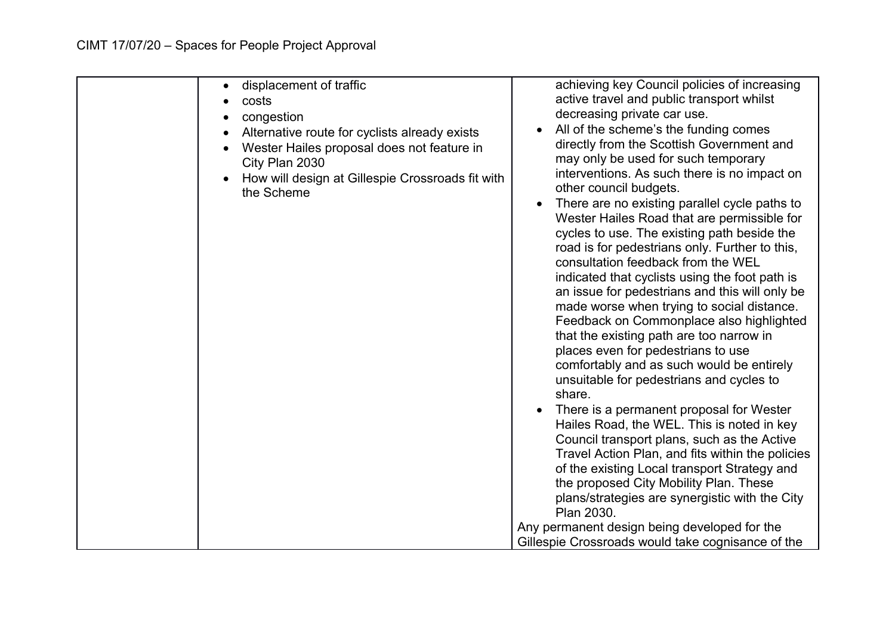| | | |
|---|---|---|
| | • displacement of traffic<br>• costs<br>• congestion<br>• Alternative route for cyclists already exists<br>• Wester Hailes proposal does not feature in City Plan 2030<br>• How will design at Gillespie Crossroads fit with the Scheme | achieving key Council policies of increasing active travel and public transport whilst decreasing private car use.<br>• All of the scheme's the funding comes directly from the Scottish Government and may only be used for such temporary interventions. As such there is no impact on other council budgets.<br>• There are no existing parallel cycle paths to Wester Hailes Road that are permissible for cycles to use. The existing path beside the road is for pedestrians only. Further to this, consultation feedback from the WEL indicated that cyclists using the foot path is an issue for pedestrians and this will only be made worse when trying to social distance. Feedback on Commonplace also highlighted that the existing path are too narrow in places even for pedestrians to use comfortably and as such would be entirely unsuitable for pedestrians and cycles to share.<br>• There is a permanent proposal for Wester Hailes Road, the WEL. This is noted in key Council transport plans, such as the Active Travel Action Plan, and fits within the policies of the existing Local transport Strategy and the proposed City Mobility Plan. These plans/strategies are synergistic with the City Plan 2030.<br>Any permanent design being developed for the Gillespie Crossroads would take cognisance of the |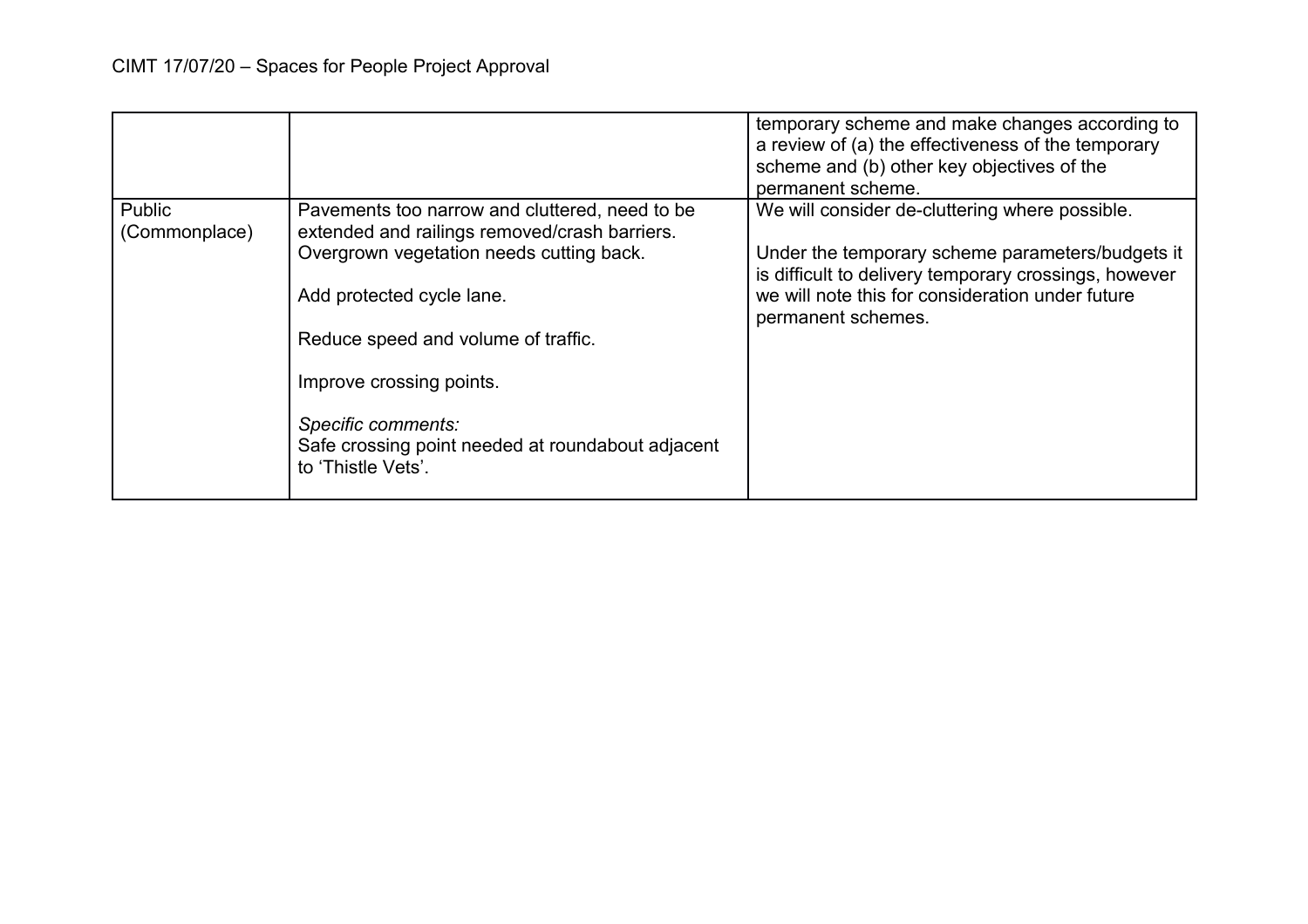| | | |
|---|---|---|
| | | temporary scheme and make changes according to a review of (a) the effectiveness of the temporary scheme and (b) other key objectives of the permanent scheme. |
| Public (Commonplace) | Pavements too narrow and cluttered, need to be extended and railings removed/crash barriers. Overgrown vegetation needs cutting back.<br><br>Add protected cycle lane.<br><br>Reduce speed and volume of traffic.<br><br>Improve crossing points.<br><br>*Specific comments:*<br>Safe crossing point needed at roundabout adjacent to 'Thistle Vets'. | We will consider de-cluttering where possible.<br><br>Under the temporary scheme parameters/budgets it is difficult to delivery temporary crossings, however we will note this for consideration under future permanent schemes. |